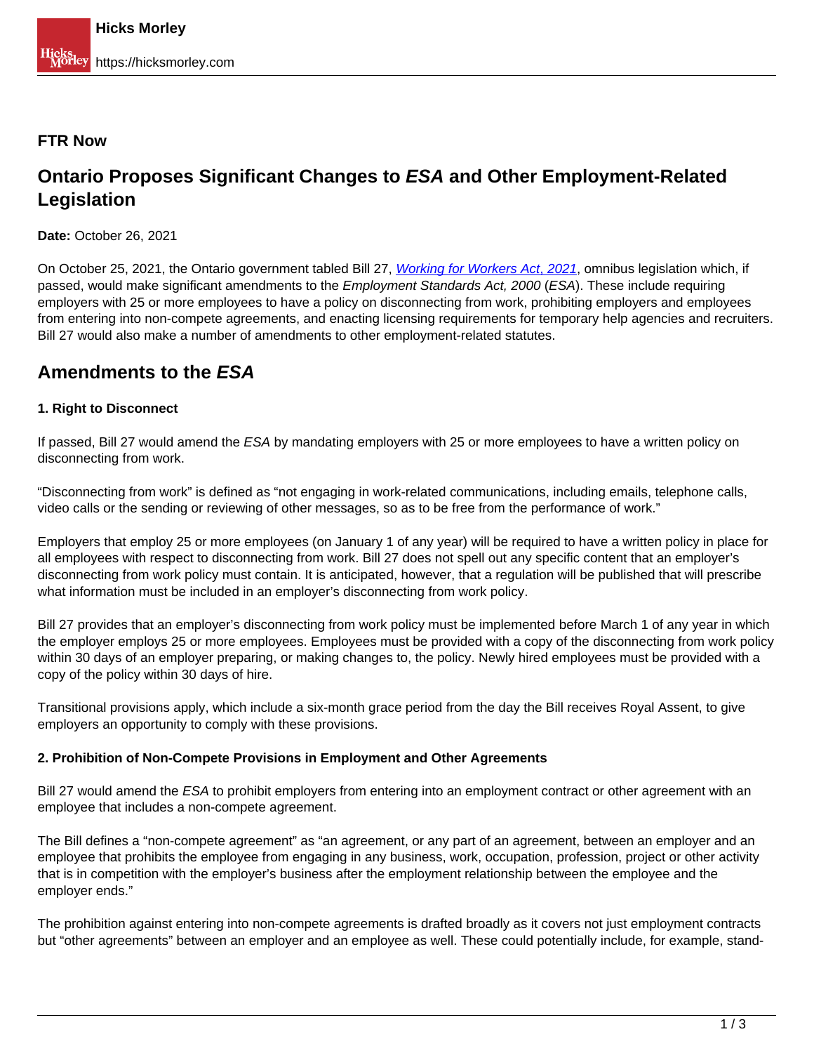**FTR Now**

# Ontario Proposes Significant Changes to *ESA* and Other Employment-Related Legislation

**Date:** October 26, 2021

On October 25, 2021, the Ontario government tabled Bill 27, *Working for Workers Act, 2021*, omnibus legislation which, if passed, would make significant amendments to the *Employment Standards Act, 2000* (*ESA*). These include requiring employers with 25 or more employees to have a policy on disconnecting from work, prohibiting employers and employees from entering into non-compete agreements, and enacting licensing requirements for temporary help agencies and recruiters. Bill 27 would also make a number of amendments to other employment-related statutes.

## Amendments to the *ESA*

**1. Right to Disconnect**

If passed, Bill 27 would amend the *ESA* by mandating employers with 25 or more employees to have a written policy on disconnecting from work.

"Disconnecting from work" is defined as "not engaging in work-related communications, including emails, telephone calls, video calls or the sending or reviewing of other messages, so as to be free from the performance of work."

Employers that employ 25 or more employees (on January 1 of any year) will be required to have a written policy in place for all employees with respect to disconnecting from work. Bill 27 does not spell out any specific content that an employer's disconnecting from work policy must contain. It is anticipated, however, that a regulation will be published that will prescribe what information must be included in an employer's disconnecting from work policy.

Bill 27 provides that an employer's disconnecting from work policy must be implemented before March 1 of any year in which the employer employs 25 or more employees. Employees must be provided with a copy of the disconnecting from work policy within 30 days of an employer preparing, or making changes to, the policy. Newly hired employees must be provided with a copy of the policy within 30 days of hire.

Transitional provisions apply, which include a six-month grace period from the day the Bill receives Royal Assent, to give employers an opportunity to comply with these provisions.

**2. Prohibition of Non-Compete Provisions in Employment and Other Agreements**

Bill 27 would amend the *ESA* to prohibit employers from entering into an employment contract or other agreement with an employee that includes a non-compete agreement.

The Bill defines a "non-compete agreement" as "an agreement, or any part of an agreement, between an employer and an employee that prohibits the employee from engaging in any business, work, occupation, profession, project or other activity that is in competition with the employer's business after the employment relationship between the employee and the employer ends."

The prohibition against entering into non-compete agreements is drafted broadly as it covers not just employment contracts but "other agreements" between an employer and an employee as well. These could potentially include, for example, stand-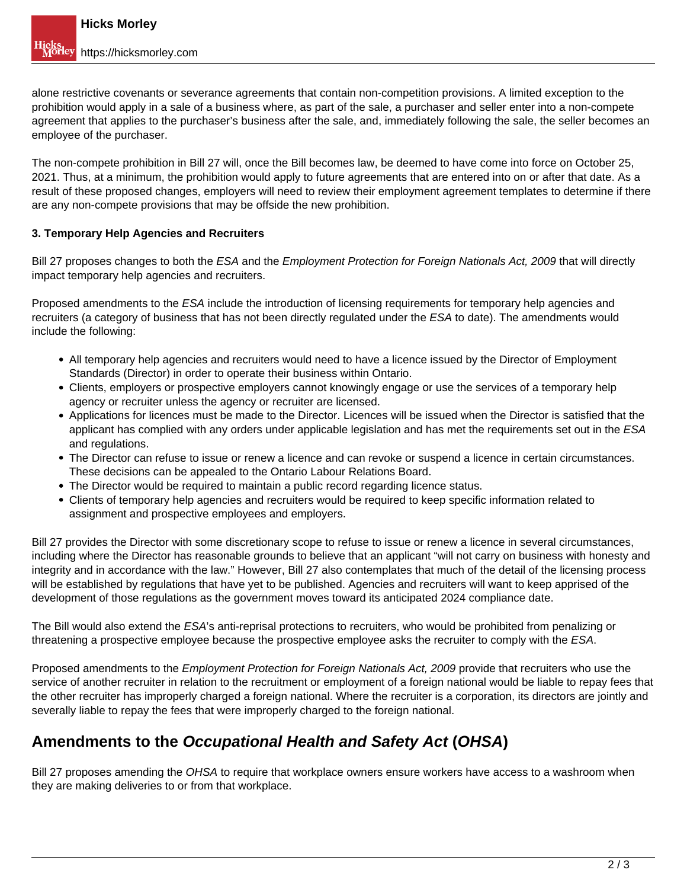alone restrictive covenants or severance agreements that contain non-competition provisions. A limited exception to the prohibition would apply in a sale of a business where, as part of the sale, a purchaser and seller enter into a non-compete agreement that applies to the purchaser's business after the sale, and, immediately following the sale, the seller becomes an employee of the purchaser.

The non-compete prohibition in Bill 27 will, once the Bill becomes law, be deemed to have come into force on October 25, 2021. Thus, at a minimum, the prohibition would apply to future agreements that are entered into on or after that date. As a result of these proposed changes, employers will need to review their employment agreement templates to determine if there are any non-compete provisions that may be offside the new prohibition.

**3. Temporary Help Agencies and Recruiters**

Bill 27 proposes changes to both the *ESA* and the *Employment Protection for Foreign Nationals Act, 2009* that will directly impact temporary help agencies and recruiters.

Proposed amendments to the *ESA* include the introduction of licensing requirements for temporary help agencies and recruiters (a category of business that has not been directly regulated under the *ESA* to date). The amendments would include the following:

- All temporary help agencies and recruiters would need to have a licence issued by the Director of Employment Standards (Director) in order to operate their business within Ontario.
- Clients, employers or prospective employers cannot knowingly engage or use the services of a temporary help agency or recruiter unless the agency or recruiter are licensed.
- Applications for licences must be made to the Director. Licences will be issued when the Director is satisfied that the applicant has complied with any orders under applicable legislation and has met the requirements set out in the *ESA* and regulations.
- The Director can refuse to issue or renew a licence and can revoke or suspend a licence in certain circumstances. These decisions can be appealed to the Ontario Labour Relations Board.
- The Director would be required to maintain a public record regarding licence status.
- Clients of temporary help agencies and recruiters would be required to keep specific information related to assignment and prospective employees and employers.

Bill 27 provides the Director with some discretionary scope to refuse to issue or renew a licence in several circumstances, including where the Director has reasonable grounds to believe that an applicant "will not carry on business with honesty and integrity and in accordance with the law." However, Bill 27 also contemplates that much of the detail of the licensing process will be established by regulations that have yet to be published. Agencies and recruiters will want to keep apprised of the development of those regulations as the government moves toward its anticipated 2024 compliance date.

The Bill would also extend the *ESA*'s anti-reprisal protections to recruiters, who would be prohibited from penalizing or threatening a prospective employee because the prospective employee asks the recruiter to comply with the *ESA*.

Proposed amendments to the *Employment Protection for Foreign Nationals Act, 2009* provide that recruiters who use the service of another recruiter in relation to the recruitment or employment of a foreign national would be liable to repay fees that the other recruiter has improperly charged a foreign national. Where the recruiter is a corporation, its directors are jointly and severally liable to repay the fees that were improperly charged to the foreign national.

## Amendments to the *Occupational Health and Safety Act* (*OHSA*)

Bill 27 proposes amending the *OHSA* to require that workplace owners ensure workers have access to a washroom when they are making deliveries to or from that workplace.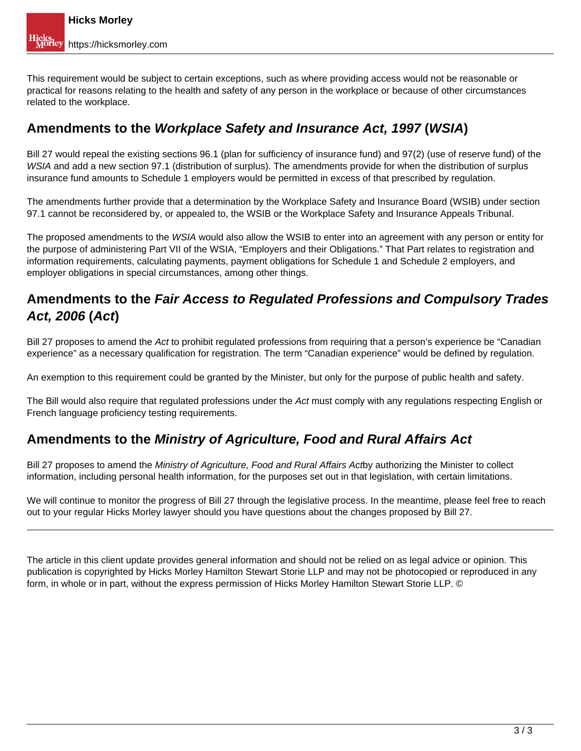This requirement would be subject to certain exceptions, such as where providing access would not be reasonable or practical for reasons relating to the health and safety of any person in the workplace or because of other circumstances related to the workplace.

## Amendments to the *Workplace Safety and Insurance Act, 1997* (*WSIA*)

Bill 27 would repeal the existing sections 96.1 (plan for sufficiency of insurance fund) and 97(2) (use of reserve fund) of the *WSIA* and add a new section 97.1 (distribution of surplus). The amendments provide for when the distribution of surplus insurance fund amounts to Schedule 1 employers would be permitted in excess of that prescribed by regulation.

The amendments further provide that a determination by the Workplace Safety and Insurance Board (WSIB) under section 97.1 cannot be reconsidered by, or appealed to, the WSIB or the Workplace Safety and Insurance Appeals Tribunal.

The proposed amendments to the *WSIA* would also allow the WSIB to enter into an agreement with any person or entity for the purpose of administering Part VII of the WSIA, "Employers and their Obligations." That Part relates to registration and information requirements, calculating payments, payment obligations for Schedule 1 and Schedule 2 employers, and employer obligations in special circumstances, among other things.

## Amendments to the *Fair Access to Regulated Professions and Compulsory Trades Act, 2006* (*Act*)

Bill 27 proposes to amend the *Act* to prohibit regulated professions from requiring that a person's experience be "Canadian experience" as a necessary qualification for registration. The term "Canadian experience" would be defined by regulation.

An exemption to this requirement could be granted by the Minister, but only for the purpose of public health and safety.

The Bill would also require that regulated professions under the *Act* must comply with any regulations respecting English or French language proficiency testing requirements.

## Amendments to the *Ministry of Agriculture, Food and Rural Affairs Act*

Bill 27 proposes to amend the *Ministry of Agriculture, Food and Rural Affairs Act*by authorizing the Minister to collect information, including personal health information, for the purposes set out in that legislation, with certain limitations.

We will continue to monitor the progress of Bill 27 through the legislative process. In the meantime, please feel free to reach out to your regular Hicks Morley lawyer should you have questions about the changes proposed by Bill 27.

---

The article in this client update provides general information and should not be relied on as legal advice or opinion. This publication is copyrighted by Hicks Morley Hamilton Stewart Storie LLP and may not be photocopied or reproduced in any form, in whole or in part, without the express permission of Hicks Morley Hamilton Stewart Storie LLP. ©